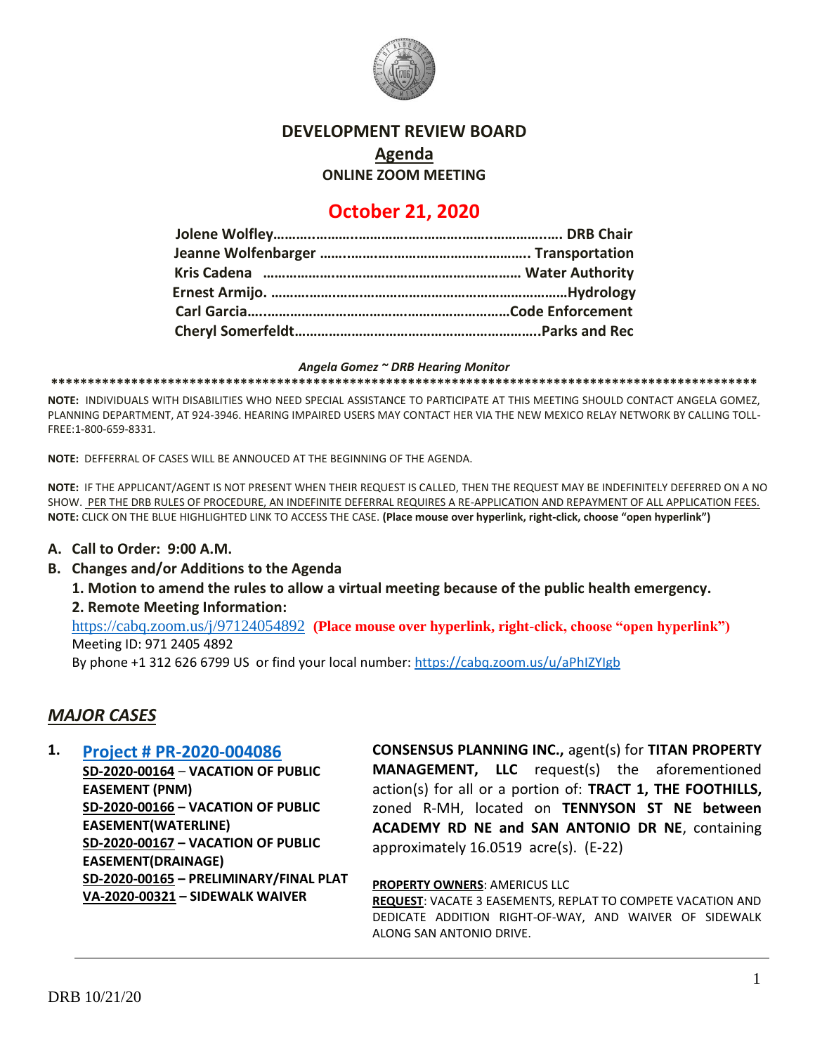# DEVELOPMENT REVIEW BOARD

## Agenda

### ONLINE ZOOM MEETING

## October 21, 2020

**Jolene Wolfley………………………………………………………………… DRB Chair**
**Jeanne Wolfenbarger ……………………………………………….. Transportation**
**Kris Cadena ………………………………………………………… Water Authority**
**Ernest Armijo. ……………………………………………………………………Hydrology**
**Carl Garcia……………………………………………………………Code Enforcement**
**Cheryl Somerfeldt………………………………………………………..Parks and Rec**

***Angela Gomez ~ DRB Hearing Monitor***

**\*\*\*\*\*\*\*\*\*\*\*\*\*\*\*\*\*\*\*\*\*\*\*\*\*\*\*\*\*\*\*\*\*\*\*\*\*\*\*\*\*\*\*\*\*\*\*\*\*\*\*\*\*\*\*\*\*\*\*\*\*\*\*\*\*\*\*\*\*\*\*\*\*\*\*\*\*\*\*\*\*\*\*\*\*\*\*\*\*\*\*\*\*\*\*\*\*\*\*\***

**NOTE:** INDIVIDUALS WITH DISABILITIES WHO NEED SPECIAL ASSISTANCE TO PARTICIPATE AT THIS MEETING SHOULD CONTACT ANGELA GOMEZ, PLANNING DEPARTMENT, AT 924-3946. HEARING IMPAIRED USERS MAY CONTACT HER VIA THE NEW MEXICO RELAY NETWORK BY CALLING TOLL-FREE:1-800-659-8331.

**NOTE:** DEFFERRAL OF CASES WILL BE ANNOUCED AT THE BEGINNING OF THE AGENDA.

**NOTE:** IF THE APPLICANT/AGENT IS NOT PRESENT WHEN THEIR REQUEST IS CALLED, THEN THE REQUEST MAY BE INDEFINITELY DEFERRED ON A NO SHOW. PER THE DRB RULES OF PROCEDURE, AN INDEFINITE DEFERRAL REQUIRES A RE-APPLICATION AND REPAYMENT OF ALL APPLICATION FEES.
**NOTE:** CLICK ON THE BLUE HIGHLIGHTED LINK TO ACCESS THE CASE. **(Place mouse over hyperlink, right-click, choose "open hyperlink")**

**A. Call to Order: 9:00 A.M.**

**B. Changes and/or Additions to the Agenda**

**1. Motion to amend the rules to allow a virtual meeting because of the public health emergency.**

**2. Remote Meeting Information:**

https://cabq.zoom.us/j/97124054892 **(Place mouse over hyperlink, right-click, choose "open hyperlink")**
Meeting ID: 971 2405 4892
By phone +1 312 626 6799 US or find your local number: https://cabq.zoom.us/u/aPhIZYIgb

## *MAJOR CASES*

**1. Project # PR-2020-004086**
**SD-2020-00164 – VACATION OF PUBLIC EASEMENT (PNM)**
**SD-2020-00166 – VACATION OF PUBLIC EASEMENT(WATERLINE)**
**SD-2020-00167 – VACATION OF PUBLIC EASEMENT(DRAINAGE)**
**SD-2020-00165 – PRELIMINARY/FINAL PLAT**
**VA-2020-00321 – SIDEWALK WAIVER**

**CONSENSUS PLANNING INC.,** agent(s) for **TITAN PROPERTY MANAGEMENT, LLC** request(s) the aforementioned action(s) for all or a portion of: **TRACT 1, THE FOOTHILLS,** zoned R-MH, located on **TENNYSON ST NE between ACADEMY RD NE and SAN ANTONIO DR NE**, containing approximately 16.0519 acre(s). (E-22)

**PROPERTY OWNERS**: AMERICUS LLC
**REQUEST**: VACATE 3 EASEMENTS, REPLAT TO COMPETE VACATION AND DEDICATE ADDITION RIGHT-OF-WAY, AND WAIVER OF SIDEWALK ALONG SAN ANTONIO DRIVE.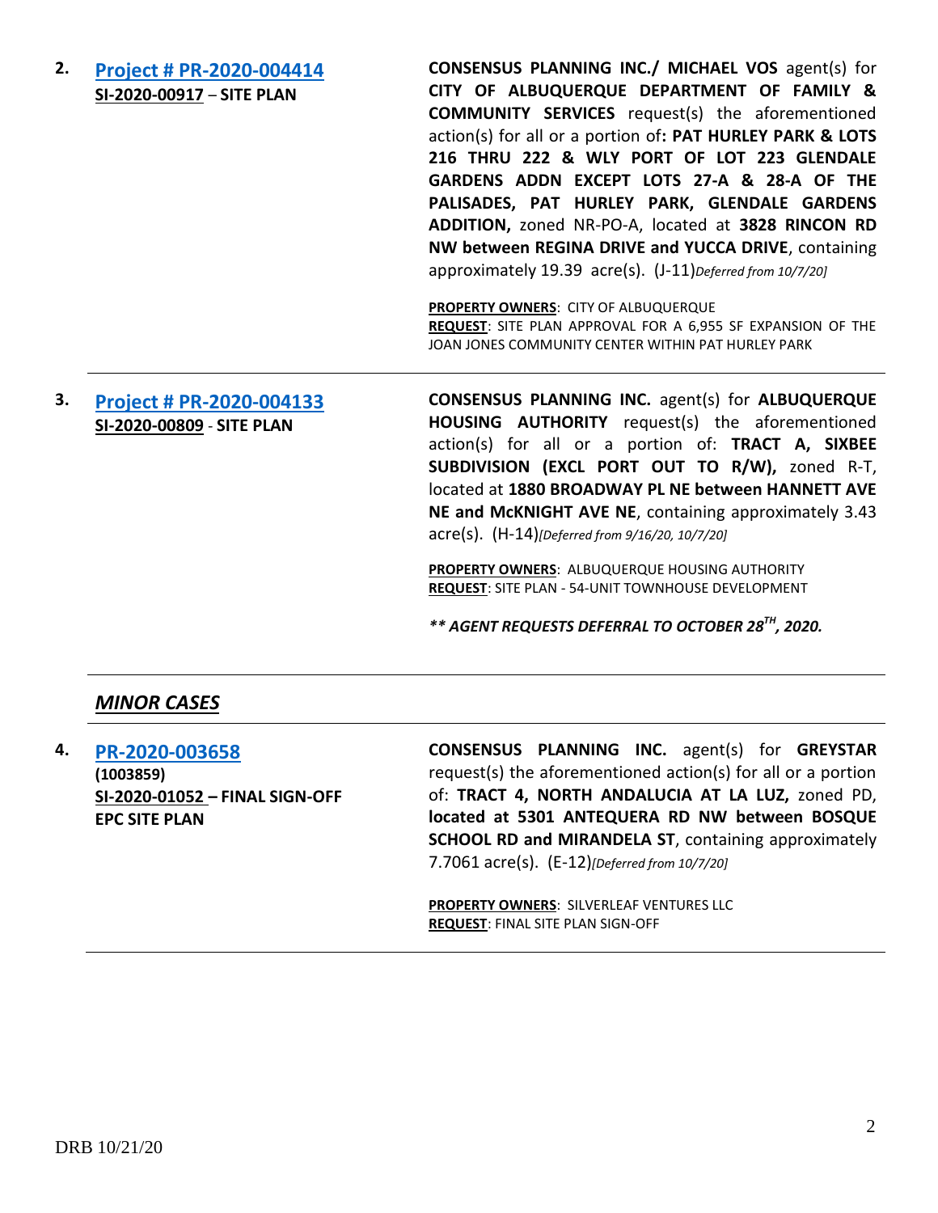2. **[Project # PR-2020-004414](#)**
**SI-2020-00917 – SITE PLAN**

**CONSENSUS PLANNING INC./ MICHAEL VOS** agent(s) for **CITY OF ALBUQUERQUE DEPARTMENT OF FAMILY & COMMUNITY SERVICES** request(s) the aforementioned action(s) for all or a portion of**: PAT HURLEY PARK & LOTS 216 THRU 222 & WLY PORT OF LOT 223 GLENDALE GARDENS ADDN EXCEPT LOTS 27-A & 28-A OF THE PALISADES, PAT HURLEY PARK, GLENDALE GARDENS ADDITION,** zoned NR-PO-A, located at **3828 RINCON RD NW between REGINA DRIVE and YUCCA DRIVE**, containing approximately 19.39 acre(s). (J-11)*[Deferred from 10/7/20]*

**PROPERTY OWNERS**: CITY OF ALBUQUERQUE
**REQUEST**: SITE PLAN APPROVAL FOR A 6,955 SF EXPANSION OF THE JOAN JONES COMMUNITY CENTER WITHIN PAT HURLEY PARK

---

3. **[Project # PR-2020-004133](#)**
**SI-2020-00809 - SITE PLAN**

**CONSENSUS PLANNING INC.** agent(s) for **ALBUQUERQUE HOUSING AUTHORITY** request(s) the aforementioned action(s) for all or a portion of: **TRACT A, SIXBEE SUBDIVISION (EXCL PORT OUT TO R/W),** zoned R-T, located at **1880 BROADWAY PL NE between HANNETT AVE NE and McKNIGHT AVE NE**, containing approximately 3.43 acre(s). (H-14)*[Deferred from 9/16/20, 10/7/20]*

**PROPERTY OWNERS**: ALBUQUERQUE HOUSING AUTHORITY
**REQUEST**: SITE PLAN - 54-UNIT TOWNHOUSE DEVELOPMENT

***\*\* AGENT REQUESTS DEFERRAL TO OCTOBER 28TH, 2020.***

---

## *MINOR CASES*

---

4. **[PR-2020-003658](#)**
**(1003859)**
**SI-2020-01052 – FINAL SIGN-OFF EPC SITE PLAN**

**CONSENSUS PLANNING INC.** agent(s) for **GREYSTAR** request(s) the aforementioned action(s) for all or a portion of: **TRACT 4, NORTH ANDALUCIA AT LA LUZ,** zoned PD, **located at 5301 ANTEQUERA RD NW between BOSQUE SCHOOL RD and MIRANDELA ST**, containing approximately 7.7061 acre(s). (E-12)*[Deferred from 10/7/20]*

**PROPERTY OWNERS**: SILVERLEAF VENTURES LLC
**REQUEST**: FINAL SITE PLAN SIGN-OFF

---

DRB 10/21/20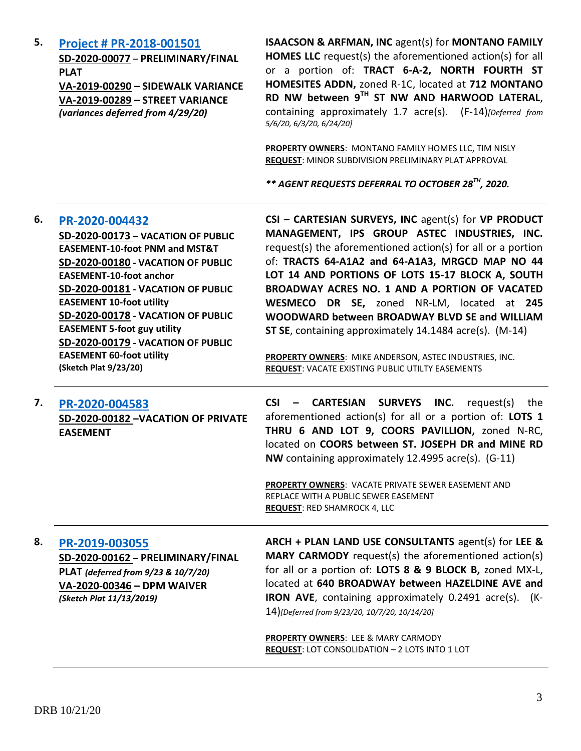**5.** **[Project # PR-2018-001501](#)**
**SD-2020-00077** – **PRELIMINARY/FINAL PLAT**
**VA-2019-00290 – SIDEWALK VARIANCE**
**VA-2019-00289 – STREET VARIANCE**
***(variances deferred from 4/29/20)***

**ISAACSON & ARFMAN, INC** agent(s) for **MONTANO FAMILY HOMES LLC** request(s) the aforementioned action(s) for all or a portion of: **TRACT 6-A-2, NORTH FOURTH ST HOMESITES ADDN,** zoned R-1C, located at **712 MONTANO RD NW between 9TH ST NW AND HARWOOD LATERAL**, containing approximately 1.7 acre(s). (F-14)*[Deferred from 5/6/20, 6/3/20, 6/24/20]*

**PROPERTY OWNERS**: MONTANO FAMILY HOMES LLC, TIM NISLY
**REQUEST**: MINOR SUBDIVISION PRELIMINARY PLAT APPROVAL

***** AGENT REQUESTS DEFERRAL TO OCTOBER 28TH, 2020.***

---

**6.** **[PR-2020-004432](#)**
**SD-2020-00173 – VACATION OF PUBLIC EASEMENT-10-foot PNM and MST&T**
**SD-2020-00180 - VACATION OF PUBLIC EASEMENT-10-foot anchor**
**SD-2020-00181 - VACATION OF PUBLIC EASEMENT 10-foot utility**
**SD-2020-00178 - VACATION OF PUBLIC EASEMENT 5-foot guy utility**
**SD-2020-00179 - VACATION OF PUBLIC EASEMENT 60-foot utility**
**(Sketch Plat 9/23/20)**

**CSI – CARTESIAN SURVEYS, INC** agent(s) for **VP PRODUCT MANAGEMENT, IPS GROUP ASTEC INDUSTRIES, INC.** request(s) the aforementioned action(s) for all or a portion of: **TRACTS 64-A1A2 and 64-A1A3, MRGCD MAP NO 44 LOT 14 AND PORTIONS OF LOTS 15-17 BLOCK A, SOUTH BROADWAY ACRES NO. 1 AND A PORTION OF VACATED WESMECO DR SE,** zoned NR-LM, located at **245 WOODWARD between BROADWAY BLVD SE and WILLIAM ST SE**, containing approximately 14.1484 acre(s). (M-14)

**PROPERTY OWNERS**: MIKE ANDERSON, ASTEC INDUSTRIES, INC.
**REQUEST**: VACATE EXISTING PUBLIC UTILTY EASEMENTS

---

**7.** **[PR-2020-004583](#)**
**SD-2020-00182 –VACATION OF PRIVATE EASEMENT**

**CSI – CARTESIAN SURVEYS INC.** request(s) the aforementioned action(s) for all or a portion of: **LOTS 1 THRU 6 AND LOT 9, COORS PAVILLION,** zoned N-RC, located on **COORS between ST. JOSEPH DR and MINE RD NW** containing approximately 12.4995 acre(s). (G-11)

**PROPERTY OWNERS**: VACATE PRIVATE SEWER EASEMENT AND REPLACE WITH A PUBLIC SEWER EASEMENT
**REQUEST**: RED SHAMROCK 4, LLC

---

**8.** **[PR-2019-003055](#)**
**SD-2020-00162 – PRELIMINARY/FINAL PLAT** ***(deferred from 9/23 & 10/7/20)***
**VA-2020-00346 – DPM WAIVER**
***(Sketch Plat 11/13/2019)***

**ARCH + PLAN LAND USE CONSULTANTS** agent(s) for **LEE & MARY CARMODY** request(s) the aforementioned action(s) for all or a portion of: **LOTS 8 & 9 BLOCK B,** zoned MX-L, located at **640 BROADWAY between HAZELDINE AVE and IRON AVE**, containing approximately 0.2491 acre(s). (K-14)*[Deferred from 9/23/20, 10/7/20, 10/14/20]*

**PROPERTY OWNERS**: LEE & MARY CARMODY
**REQUEST**: LOT CONSOLIDATION – 2 LOTS INTO 1 LOT

---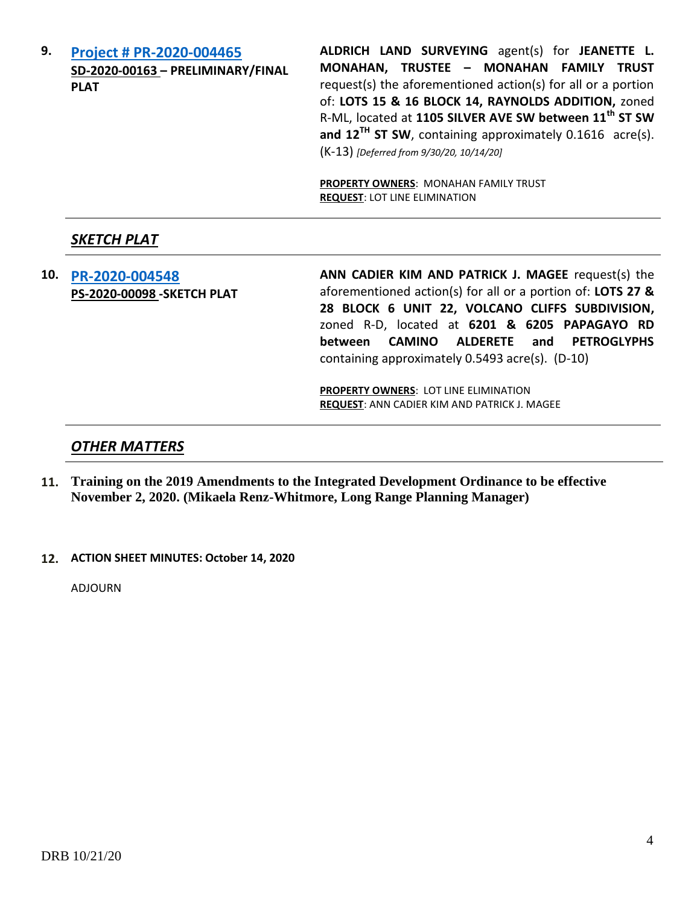9. **[Project # PR-2020-004465](#)**
**SD-2020-00163 – PRELIMINARY/FINAL PLAT**

**ALDRICH LAND SURVEYING** agent(s) for **JEANETTE L. MONAHAN, TRUSTEE – MONAHAN FAMILY TRUST** request(s) the aforementioned action(s) for all or a portion of: **LOTS 15 & 16 BLOCK 14, RAYNOLDS ADDITION,** zoned R-ML, located at **1105 SILVER AVE SW between 11th ST SW and 12TH ST SW**, containing approximately 0.1616 acre(s). (K-13) *[Deferred from 9/30/20, 10/14/20]*

**PROPERTY OWNERS**: MONAHAN FAMILY TRUST
**REQUEST**: LOT LINE ELIMINATION

---

## *SKETCH PLAT*

---

10. **[PR-2020-004548](#)**
**PS-2020-00098 -SKETCH PLAT**

**ANN CADIER KIM AND PATRICK J. MAGEE** request(s) the aforementioned action(s) for all or a portion of: **LOTS 27 & 28 BLOCK 6 UNIT 22, VOLCANO CLIFFS SUBDIVISION,** zoned R-D, located at **6201 & 6205 PAPAGAYO RD between CAMINO ALDERETE and PETROGLYPHS** containing approximately 0.5493 acre(s). (D-10)

**PROPERTY OWNERS**: LOT LINE ELIMINATION
**REQUEST**: ANN CADIER KIM AND PATRICK J. MAGEE

---

## *OTHER MATTERS*

---

11. **Training on the 2019 Amendments to the Integrated Development Ordinance to be effective November 2, 2020. (Mikaela Renz-Whitmore, Long Range Planning Manager)**

12. **ACTION SHEET MINUTES: October 14, 2020**

ADJOURN

DRB 10/21/20